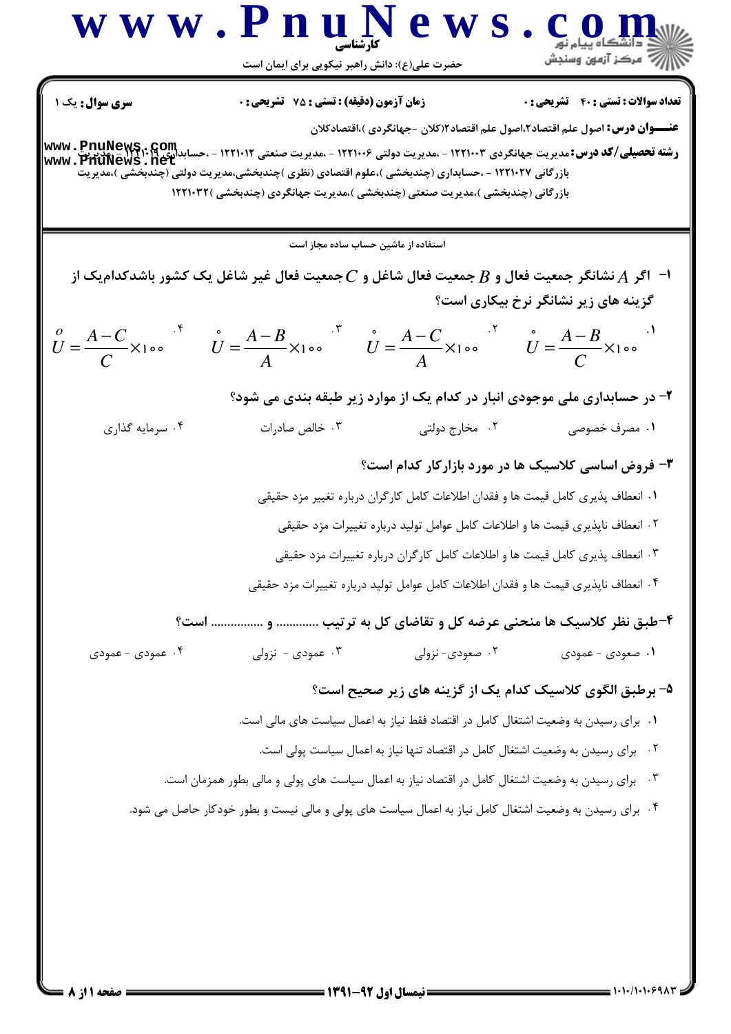کارشناسی

حضرت علی(ع): دانش راهبر نیکویی برای ایمان است

**سری سوال:** یک ۱ | **زمان آزمون (دقیقه) : تستی :** ۷۵ **تشریحی :** ۰ | **تعداد سوالات : تستی :** ۴۰ **تشریحی :** ۰

**عنـــوان درس:** اصول علم اقتصاد۲،اصول علم اقتصاد۲(کلان -جهانگردی )،اقتصادکلان

**رشته تحصیلی/کد درس:** مدیریت جهانگردی ۱۲۲۱۰۰۳ - ،مدیریت دولتی ۱۲۲۱۰۰۶ - ،مدیریت صنعتی ۱۲۲۱۰۱۲ - ،حسابداری ۱۲۲۱۰۱۹ - ،مدیریت بازرگانی ۱۲۲۱۰۲۷ - ،حسابداری (چندبخشی )،علوم اقتصادی (نظری )چندبخشی،مدیریت دولتی (چندبخشی )،مدیریت بازرگانی (چندبخشی )،مدیریت صنعتی (چندبخشی )،مدیریت جهانگردی (چندبخشی )۱۲۲۱۰۳۲

استفاده از ماشین حساب ساده مجاز است

۱- اگر $A$ نشانگر جمعیت فعال و $B$ جمعیت فعال شاغل و $C$ جمعیت فعال غیر شاغل یک کشور باشدکدام‌یک از گزینه های زیر نشانگر نرخ بیکاری است؟

۱. $\overset{\circ}{U} = \frac{A-B}{C} \times 100$

۲. $\overset{\circ}{U} = \frac{A-C}{A} \times 100$

۳. $\overset{\circ}{U} = \frac{A-B}{A} \times 100$

۴. $\overset{o}{U} = \frac{A-C}{C} \times 100$

۲- در حسابداری ملی موجودی انبار در کدام یک از موارد زیر طبقه بندی می شود؟

۱. مصرف خصوصی
۲. مخارج دولتی
۳. خالص صادرات
۴. سرمایه گذاری

۳- فروض اساسی کلاسیک ها در مورد بازارکار کدام است؟

۱. انعطاف پذیری کامل قیمت ها و فقدان اطلاعات کامل کارگران درباره تغییر مزد حقیقی
۲. انعطاف ناپذیری قیمت ها و اطلاعات کامل عوامل تولید درباره تغییرات مزد حقیقی
۳. انعطاف پذیری کامل قیمت ها و اطلاعات کامل کارگران درباره تغییرات مزد حقیقی
۴. انعطاف ناپذیری قیمت ها و فقدان اطلاعات کامل عوامل تولید درباره تغییرات مزد حقیقی

۴-طبق نظر کلاسیک ها منحنی عرضه کل و تقاضای کل به ترتیب ............. و ................ است؟

۱. صعودی - عمودی
۲. صعودی- نزولی
۳. عمودی - نزولی
۴. عمودی - عمودی

۵- برطبق الگوی کلاسیک کدام یک از گزینه های زیر صحیح است؟

۱. برای رسیدن به وضعیت اشتغال کامل در اقتصاد فقط نیاز به اعمال سیاست های مالی است.
۲. برای رسیدن به وضعیت اشتغال کامل در اقتصاد تنها نیاز به اعمال سیاست پولی است.
۳. برای رسیدن به وضعیت اشتغال کامل در اقتصاد نیاز به اعمال سیاست های پولی و مالی بطور همزمان است.
۴. برای رسیدن به وضعیت اشتغال کامل نیاز به اعمال سیاست های پولی و مالی نیست و بطور خودکار حاصل می شود.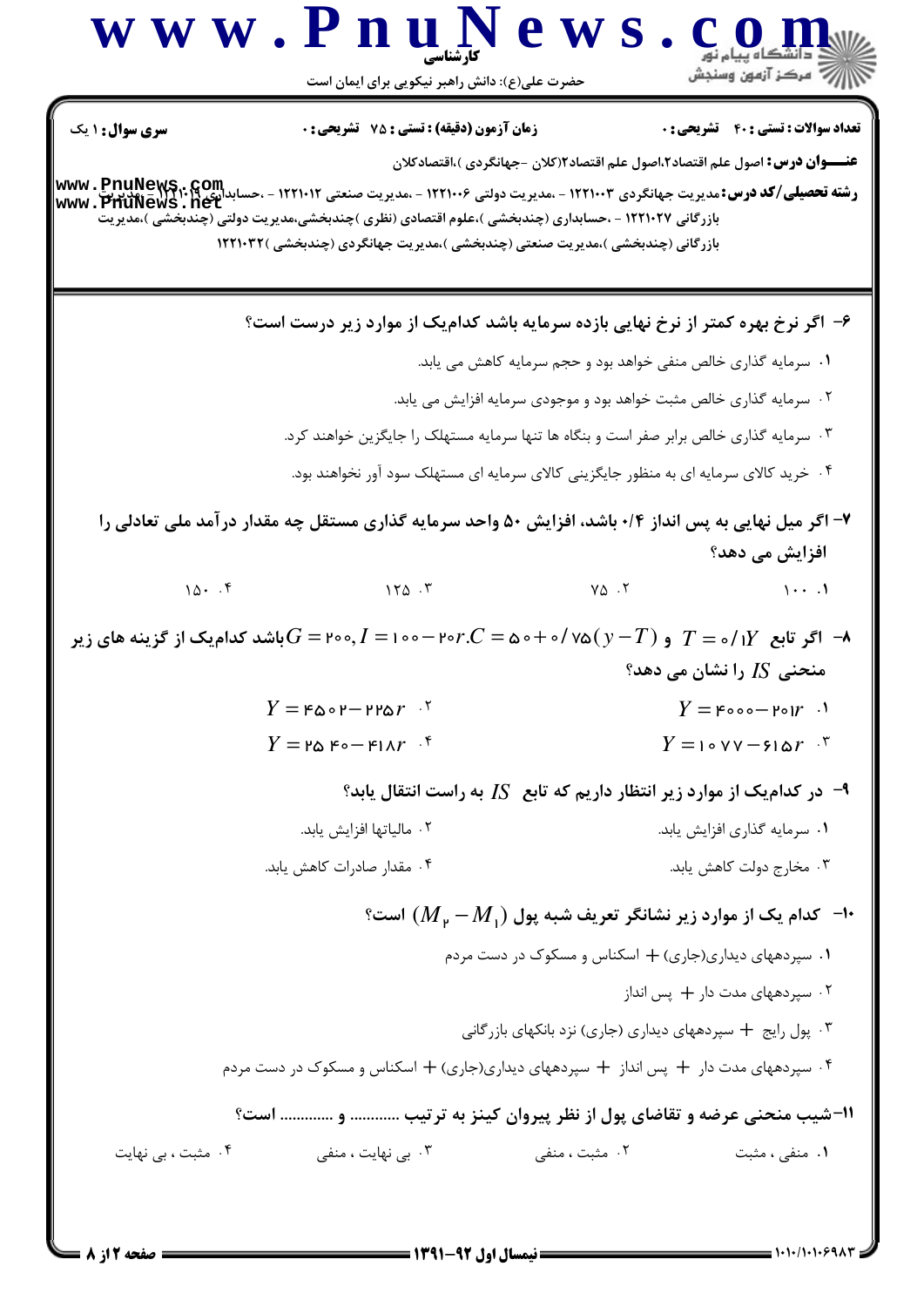**سری سوال:** ۱ یک　　**زمان آزمون (دقیقه) : تستی :** ۷۵ **تشریحی :** ۰　　**تعداد سوالات : تستی :** ۴۰ **تشریحی :** ۰

**عنـــوان درس:** اصول علم اقتصاد۲،اصول علم اقتصاد۲(کلان -جهانگردی )،اقتصادکلان

**رشته تحصیلی/کد درس:** مدیریت جهانگردی ۱۲۲۱۰۰۳ - ،مدیریت دولتی ۱۲۲۱۰۰۶ - ،مدیریت صنعتی ۱۲۲۱۰۱۲ - ،حسابداری ۱۲۲۱۰۱۹ - ،مدیریت بازرگانی ۱۲۲۱۰۲۷ - ،حسابداری (چندبخشی )،علوم اقتصادی (نظری )چندبخشی،مدیریت دولتی (چندبخشی )،مدیریت بازرگانی (چندبخشی )،مدیریت صنعتی (چندبخشی )،مدیریت جهانگردی (چندبخشی )۱۲۲۱۰۳۲

**۶- اگر نرخ بهره کمتر از نرخ نهایی بازده سرمایه باشد کدام‌یک از موارد زیر درست است؟**

۱. سرمایه گذاری خالص منفی خواهد بود و حجم سرمایه کاهش می یابد.

۲. سرمایه گذاری خالص مثبت خواهد بود و موجودی سرمایه افزایش می یابد.

۳. سرمایه گذاری خالص برابر صفر است و بنگاه ها تنها سرمایه مستهلک را جایگزین خواهند کرد.

۴. خرید کالای سرمایه ای به منظور جایگزینی کالای سرمایه ای مستهلک سود آور نخواهند بود.

**۷- اگر میل نهایی به پس انداز ۰/۴ باشد، افزایش ۵۰ واحد سرمایه گذاری مستقل چه مقدار درآمد ملی تعادلی را افزایش می دهد؟**

۱. ۱۰۰　　۲. ۷۵　　۳. ۱۲۵　　۴. ۱۵۰

**۸- اگر تابع $T = 0/1Y$ و $C = 50 + 0/75(y - T)$ و $I = 100 - 20r$ و $G = 200$ باشد کدام‌یک از گزینه های زیر منحنی $IS$ را نشان می دهد؟**

۱. $Y = 4000 - 201r$

۲. $Y = 4502 - 225r$

۳. $Y = 1077 - 615r$

۴. $Y = 2540 - 418r$

**۹- در کدام‌یک از موارد زیر انتظار داریم که تابع $IS$ به راست انتقال یابد؟**

۱. سرمایه گذاری افزایش یابد.

۲. مالیاتها افزایش یابد.

۳. مخارج دولت کاهش یابد.

۴. مقدار صادرات کاهش یابد.

**۱۰- کدام یک از موارد زیر نشانگر تعریف شبه پول $(M_2 - M_1)$ است؟**

۱. سپردههای دیداری(جاری) + اسکناس و مسکوک در دست مردم

۲. سپردههای مدت دار + پس انداز

۳. پول رایج + سپردههای دیداری (جاری) نزد بانکهای بازرگانی

۴. سپردههای مدت دار + پس انداز + سپردههای دیداری(جاری) + اسکناس و مسکوک در دست مردم

**۱۱- شیب منحنی عرضه و تقاضای پول از نظر پیروان کینز به ترتیب ............ و ............ است؟**

۱. منفی ، مثبت　　۲. مثبت ، منفی　　۳. بی نهایت ، منفی　　۴. مثبت ، بی نهایت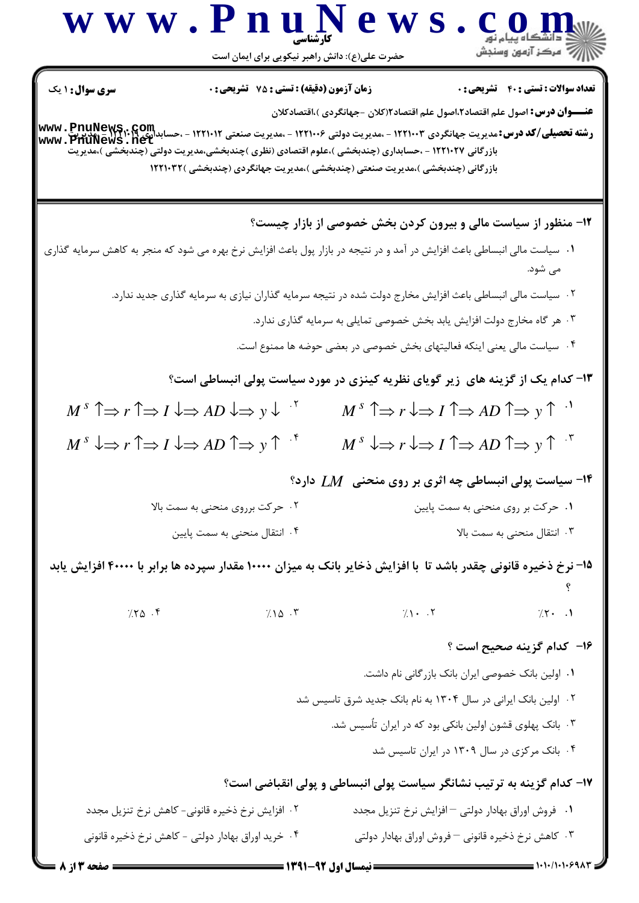**تعداد سوالات: تستی: ۴۰ تشریحی: ۰** — **زمان آزمون (دقیقه): تستی: ۷۵ تشریحی: ۰** — **سری سوال: ۱ یک**

**عنـــوان درس:** اصول علم اقتصاد۲،اصول علم اقتصاد۲(کلان -جهانگردی )،اقتصادکلان

**رشته تحصیلی/کد درس:** مدیریت جهانگردی ۱۲۲۱۰۰۳ - ،مدیریت دولتی ۱۲۲۱۰۰۶ - ،مدیریت صنعتی ۱۲۲۱۰۱۲ - ،حسابداری ۱۲۲۱۰۱۹ - ،مدیریت بازرگانی ۱۲۲۱۰۲۷ - ،حسابداری (چندبخشی )،علوم اقتصادی (نظری )چندبخشی،مدیریت دولتی (چندبخشی )،مدیریت بازرگانی (چندبخشی )،مدیریت صنعتی (چندبخشی )،مدیریت جهانگردی (چندبخشی )۱۲۲۱۰۳۲

**۱۲- منظور از سیاست مالی و بیرون کردن بخش خصوصی از بازار چیست؟**

۱. سیاست مالی انبساطی باعث افزایش در آمد و در نتیجه در بازار پول باعث افزایش نرخ بهره می شود که منجر به کاهش سرمایه گذاری می شود.

۲. سیاست مالی انبساطی باعث افزایش مخارج دولت شده در نتیجه سرمایه گذاران نیازی به سرمایه گذاری جدید ندارد.

۳. هر گاه مخارج دولت افزایش یابد بخش خصوصی تمایلی به سرمایه گذاری ندارد.

۴. سیاست مالی یعنی اینکه فعالیتهای بخش خصوصی در بعضی حوضه ها ممنوع است.

**۱۳- کدام یک از گزینه های زیر گویای نظریه کینزی در مورد سیاست پولی انبساطی است؟**

۱. $M^s \uparrow \Rightarrow r \downarrow \Rightarrow I \uparrow \Rightarrow AD \uparrow \Rightarrow y \uparrow$

۲. $M^s \uparrow \Rightarrow r \uparrow \Rightarrow I \downarrow \Rightarrow AD \downarrow \Rightarrow y \downarrow$

۳. $M^s \downarrow \Rightarrow r \downarrow \Rightarrow I \uparrow \Rightarrow AD \uparrow \Rightarrow y \uparrow$

۴. $M^s \downarrow \Rightarrow r \uparrow \Rightarrow I \downarrow \Rightarrow AD \uparrow \Rightarrow y \uparrow$

**۱۴- سیاست پولی انبساطی چه اثری بر روی منحنی $LM$ دارد؟**

۱. حرکت بر روی منحنی به سمت پایین

۲. حرکت برروی منحنی به سمت بالا

۳. انتقال منحنی به سمت بالا

۴. انتقال منحنی به سمت پایین

**۱۵- نرخ ذخیره قانونی چقدر باشد تا با افزایش ذخایر بانک به میزان ۱۰۰۰۰ مقدار سپرده ها برابر با ۴۰۰۰۰ افزایش یابد ؟**

۱. ٪۲۰

۲. ٪۱۰

۳. ٪۱۵

۴. ٪۲۵

**۱۶- کدام گزینه صحیح است ؟**

۱. اولین بانک خصوصی ایران بانک بازرگانی نام داشت.

۲. اولین بانک ایرانی در سال ۱۳۰۴ به نام بانک جدید شرق تاسیس شد

۳. بانک پهلوی قشون اولین بانکی بود که در ایران تأسیس شد.

۴. بانک مرکزی در سال ۱۳۰۹ در ایران تاسیس شد

**۱۷- کدام گزینه به ترتیب نشانگر سیاست پولی انبساطی و پولی انقباضی است؟**

۱. فروش اوراق بهادار دولتی – افزایش نرخ تنزیل مجدد

۲. افزایش نرخ ذخیره قانونی- کاهش نرخ تنزیل مجدد

۳. کاهش نرخ ذخیره قانونی – فروش اوراق بهادار دولتی

۴. خرید اوراق بهادار دولتی - کاهش نرخ ذخیره قانونی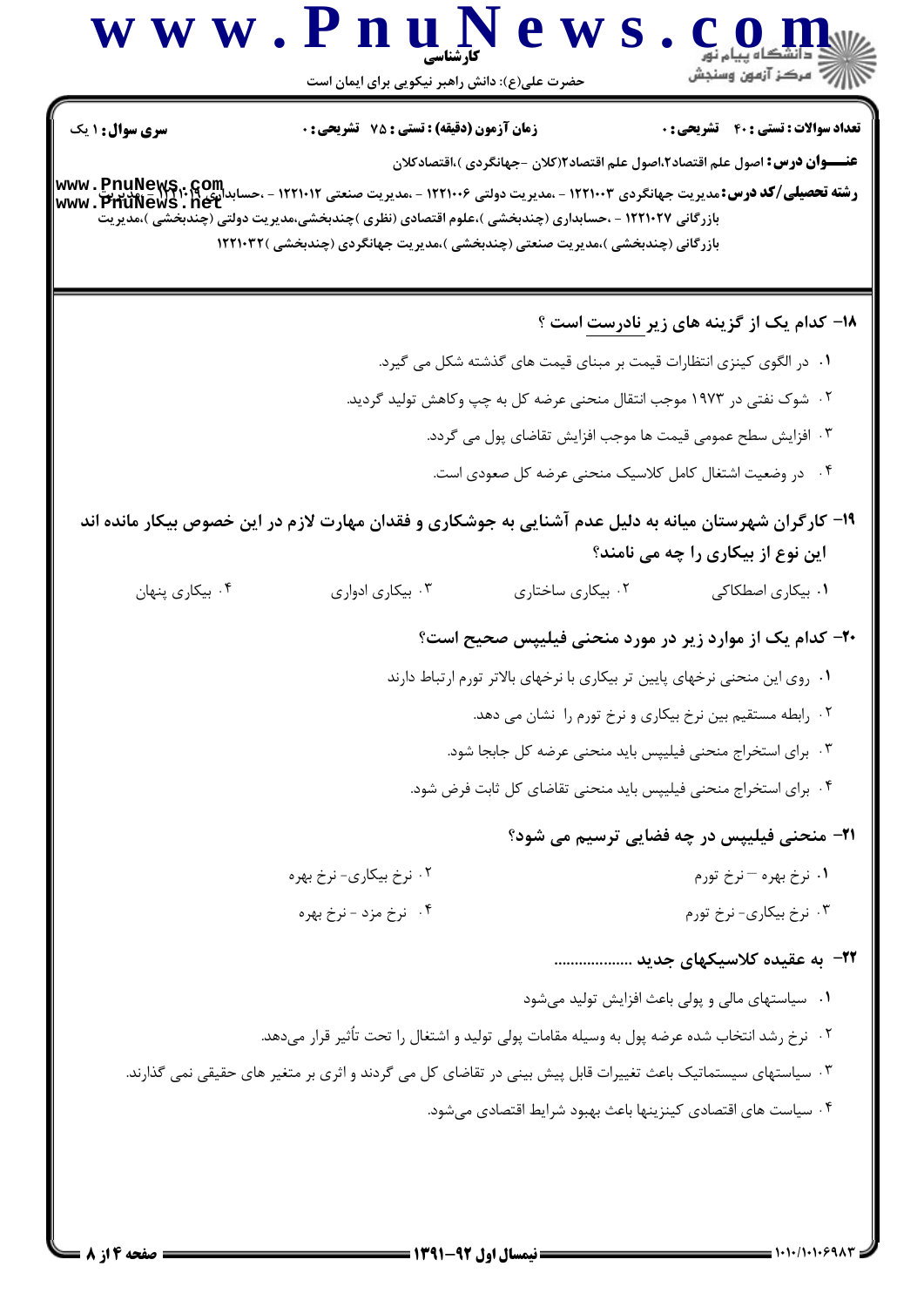**سری سوال:** ۱ یک | **زمان آزمون (دقیقه) : تستی :** ۷۵ **تشریحی :** ۰ | **تعداد سوالات : تستی :** ۴۰ **تشریحی :** ۰

**عنـــوان درس:** اصول علم اقتصاد۲،اصول علم اقتصاد۲(کلان -جهانگردی )،اقتصادکلان

**رشته تحصیلی/کد درس:** مدیریت جهانگردی ۱۲۲۱۰۰۳ - ،مدیریت دولتی ۱۲۲۱۰۰۶ - ،مدیریت صنعتی ۱۲۲۱۰۱۲ - ،حسابداری ۱۲۲۱۰۱۹ - ،مدیریت بازرگانی ۱۲۲۱۰۲۷ - ،حسابداری (چندبخشی )،علوم اقتصادی (نظری )چندبخشی،مدیریت دولتی (چندبخشی )،مدیریت بازرگانی (چندبخشی )،مدیریت صنعتی (چندبخشی )،مدیریت جهانگردی (چندبخشی )۱۲۲۱۰۳۲

**۱۸- کدام یک از گزینه های زیر نادرست است ؟**

۱. در الگوی کینزی انتظارات قیمت بر مبنای قیمت های گذشته شکل می گیرد.

۲. شوک نفتی در ۱۹۷۳ موجب انتقال منحنی عرضه کل به چپ وکاهش تولید گردید.

۳. افزایش سطح عمومی قیمت ها موجب افزایش تقاضای پول می گردد.

۴. در وضعیت اشتغال کامل کلاسیک منحنی عرضه کل صعودی است.

**۱۹- کارگران شهرستان میانه به دلیل عدم آشنایی به جوشکاری و فقدان مهارت لازم در این خصوص بیکار مانده اند این نوع از بیکاری را چه می نامند؟**

۱. بیکاری اصطکاکی

۲. بیکاری ساختاری

۳. بیکاری ادواری

۴. بیکاری پنهان

**۲۰- کدام یک از موارد زیر در مورد منحنی فیلیپس صحیح است؟**

۱. روی این منحنی نرخهای پایین تر بیکاری با نرخهای بالاتر تورم ارتباط دارند

۲. رابطه مستقیم بین نرخ بیکاری و نرخ تورم را نشان می دهد.

۳. برای استخراج منحنی فیلیپس باید منحنی عرضه کل جابجا شود.

۴. برای استخراج منحنی فیلیپس باید منحنی تقاضای کل ثابت فرض شود.

**۲۱- منحنی فیلیپس در چه فضایی ترسیم می شود؟**

۱. نرخ بهره – نرخ تورم

۲. نرخ بیکاری- نرخ بهره

۳. نرخ بیکاری- نرخ تورم

۴. نرخ مزد - نرخ بهره

**۲۲- به عقیده کلاسیکهای جدید ..................**

۱. سیاستهای مالی و پولی باعث افزایش تولید می‌شود

۲. نرخ رشد انتخاب شده عرضه پول به وسیله مقامات پولی تولید و اشتغال را تحت تأثیر قرار می‌دهد.

۳. سیاستهای سیستماتیک باعث تغییرات قابل پیش بینی در تقاضای کل می گردند و اثری بر متغیر های حقیقی نمی گذارند.

۴. سیاست های اقتصادی کینزینها باعث بهبود شرایط اقتصادی می‌شود.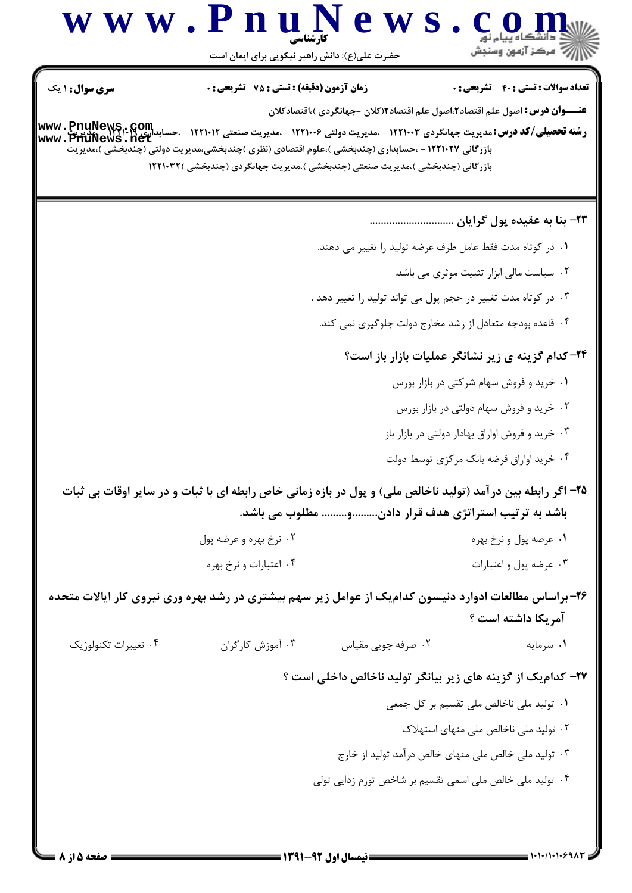کارشناسی

حضرت علی(ع): دانش راهبر نیکویی برای ایمان است

**سری سوال:** ۱ یک　　**زمان آزمون (دقیقه) : تستی :** ۷۵ **تشریحی :** ۰　　**تعداد سوالات : تستی :** ۴۰ **تشریحی :** ۰

**عنـــوان درس:** اصول علم اقتصاد۲،اصول علم اقتصاد۲(کلان -جهانگردی )،اقتصادکلان

**رشته تحصیلی/کد درس:** مدیریت جهانگردی ۱۲۲۱۰۰۳ - ،مدیریت دولتی ۱۲۲۱۰۰۶ - ،مدیریت صنعتی ۱۲۲۱۰۱۲ - ،حسابداری ۱۲۲۱۰۱۹ - ،مدیریت بازرگانی ۱۲۲۱۰۲۷ - ،حسابداری (چندبخشی )،علوم اقتصادی (نظری )چندبخشی،مدیریت دولتی (چندبخشی )،مدیریت بازرگانی (چندبخشی )،مدیریت صنعتی (چندبخشی )،مدیریت جهانگردی (چندبخشی )۱۲۲۱۰۳۲

**۲۳- بنا به عقیده پول گرایان ..............................**

۱. در کوتاه مدت فقط عامل طرف عرضه تولید را تغییر می دهند.

۲. سیاست مالی ابزار تثبیت موثری می باشد.

۳. در کوتاه مدت تغییر در حجم پول می تواند تولید را تغییر دهد .

۴. قاعده بودجه متعادل از رشد مخارج دولت جلوگیری نمی کند.

**۲۴-کدام گزینه ی زیر نشانگر عملیات بازار باز است؟**

۱. خرید و فروش سهام شرکتی در بازار بورس

۲. خرید و فروش سهام دولتی در بازار بورس

۳. خرید و فروش اوراق بهادار دولتی در بازار باز

۴. خرید اوراق قرضه بانک مرکزی توسط دولت

**۲۵- اگر رابطه بین درآمد (تولید ناخالص ملی) و پول در بازه زمانی خاص رابطه ای با ثبات و در سایر اوقات بی ثبات باشد به ترتیب استراتژی هدف قرار دادن.........و......... مطلوب می باشد.**

۱. عرضه پول و نرخ بهره

۲. نرخ بهره و عرضه پول

۳. عرضه پول و اعتبارات

۴. اعتبارات و نرخ بهره

**۲۶-براساس مطالعات ادوارد دنیسون کدام‌یک از عوامل زیر سهم بیشتری در رشد بهره وری نیروی کار ایالات متحده آمریکا داشته است ؟**

۱. سرمایه

۲. صرفه جویی مقیاس

۳. آموزش کارگران

۴. تغییرات تکنولوژیک

**۲۷- کدام‌یک از گزینه های زیر بیانگر تولید ناخالص داخلی است ؟**

۱. تولید ملی ناخالص ملی تقسیم بر کل جمعی

۲. تولید ملی ناخالص ملی منهای استهلاک

۳. تولید ملی خالص ملی منهای خالص درآمد تولید از خارج

۴. تولید ملی خالص ملی اسمی تقسیم بر شاخص تورم زدایی تولی

نیمسال اول ۹۲-۱۳۹۱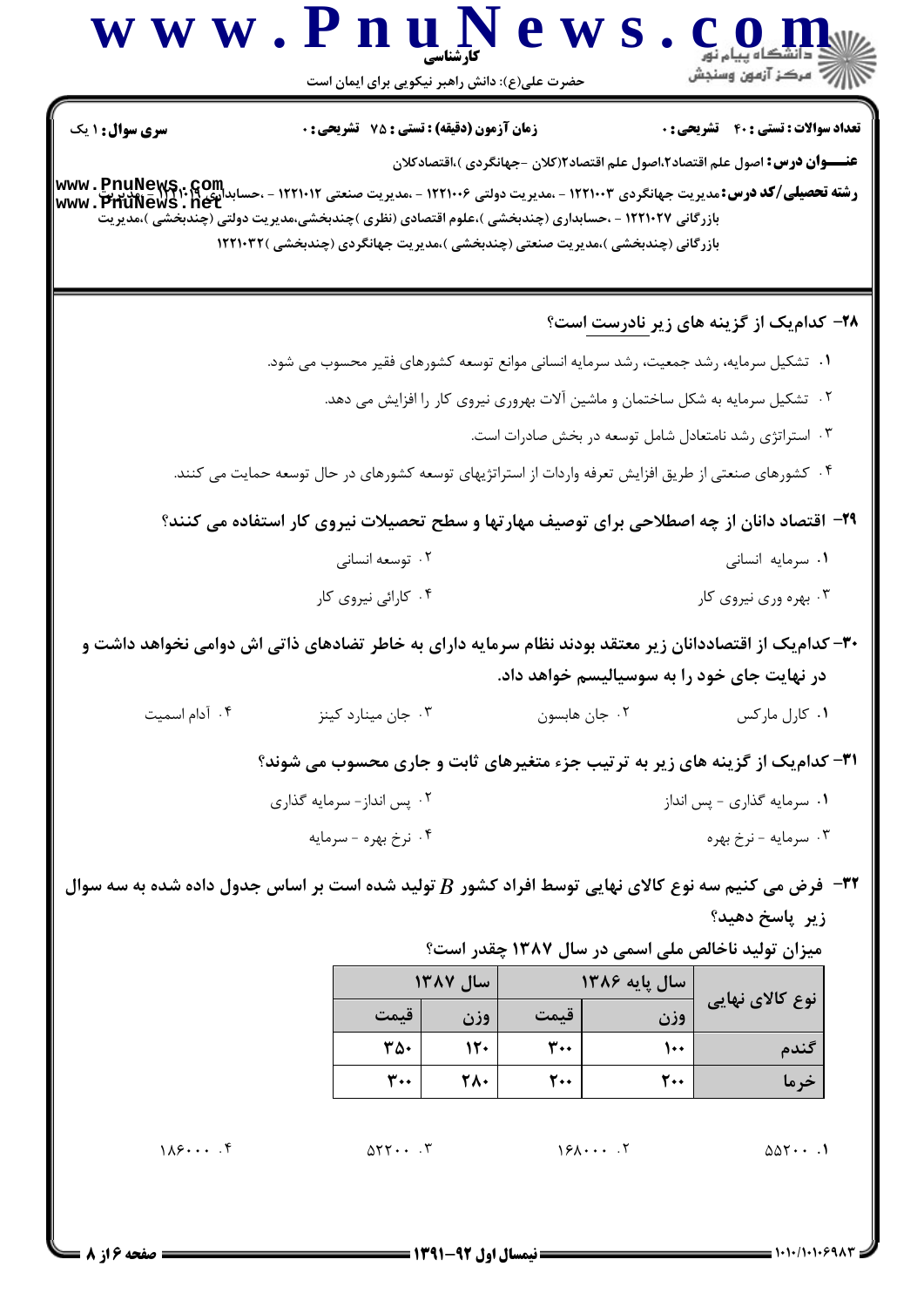**تعداد سوالات : تستی : ۴۰ تشریحی : ۰** | **زمان آزمون (دقیقه) : تستی : ۷۵ تشریحی : ۰** | **سری سوال : ۱ یک**

**عنـــوان درس:** اصول علم اقتصاد۲،اصول علم اقتصاد۲(کلان -جهانگردی )،اقتصادکلان

**رشته تحصیلی/کد درس:** مدیریت جهانگردی ۱۲۲۱۰۰۳ - ،مدیریت دولتی ۱۲۲۱۰۰۶ - ،مدیریت صنعتی ۱۲۲۱۰۱۲ - ،حسابداری ۱۲۲۱۰۱۹ - ،مدیریت بازرگانی ۱۲۲۱۰۲۷ - ،حسابداری (چندبخشی )،علوم اقتصادی (نظری )چندبخشی،مدیریت دولتی (چندبخشی )،مدیریت بازرگانی (چندبخشی )،مدیریت صنعتی (چندبخشی )،مدیریت جهانگردی (چندبخشی )۱۲۲۱۰۳۲

**۲۸- کدام‌یک از گزینه های زیر نادرست است؟**

۱. تشکیل سرمایه، رشد جمعیت، رشد سرمایه انسانی موانع توسعه کشورهای فقیر محسوب می شود.

۲. تشکیل سرمایه به شکل ساختمان و ماشین آلات بهروری نیروی کار را افزایش می دهد.

۳. استراتژی رشد نامتعادل شامل توسعه در بخش صادرات است.

۴. کشورهای صنعتی از طریق افزایش تعرفه واردات از استراتژیهای توسعه کشورهای در حال توسعه حمایت می کنند.

**۲۹- اقتصاد دانان از چه اصطلاحی برای توصیف مهارتها و سطح تحصیلات نیروی کار استفاده می کنند؟**

۱. سرمایه انسانی

۲. توسعه انسانی

۳. بهره وری نیروی کار

۴. کارائی نیروی کار

**۳۰- کدام‌یک از اقتصاددانان زیر معتقد بودند نظام سرمایه دارای به خاطر تضادهای ذاتی اش دوامی نخواهد داشت و در نهایت جای خود را به سوسیالیسم خواهد داد.**

۱. کارل مارکس

۲. جان هابسون

۳. جان مینارد کینز

۴. آدام اسمیت

**۳۱- کدام‌یک از گزینه های زیر به ترتیب جزء متغیرهای ثابت و جاری محسوب می شوند؟**

۱. سرمایه گذاری - پس انداز

۲. پس انداز- سرمایه گذاری

۳. سرمایه - نرخ بهره

۴. نرخ بهره - سرمایه

**۳۲- فرض می کنیم سه نوع کالای نهایی توسط افراد کشور $B$ تولید شده است بر اساس جدول داده شده به سه سوال زیر پاسخ دهید؟**

**میزان تولید ناخالص ملی اسمی در سال ۱۳۸۷ چقدر است؟**

| نوع کالای نهایی | سال پایه ۱۳۸۶ | | سال ۱۳۸۷ | |
|---|---|---|---|---|
| | وزن | قیمت | وزن | قیمت |
| گندم | ۱۰۰ | ۳۰۰ | ۱۲۰ | ۳۵۰ |
| خرما | ۲۰۰ | ۲۰۰ | ۲۸۰ | ۳۰۰ |

۱. ۵۵۲۰۰

۲. ۱۶۸۰۰۰

۳. ۵۲۲۰۰

۴. ۱۸۶۰۰۰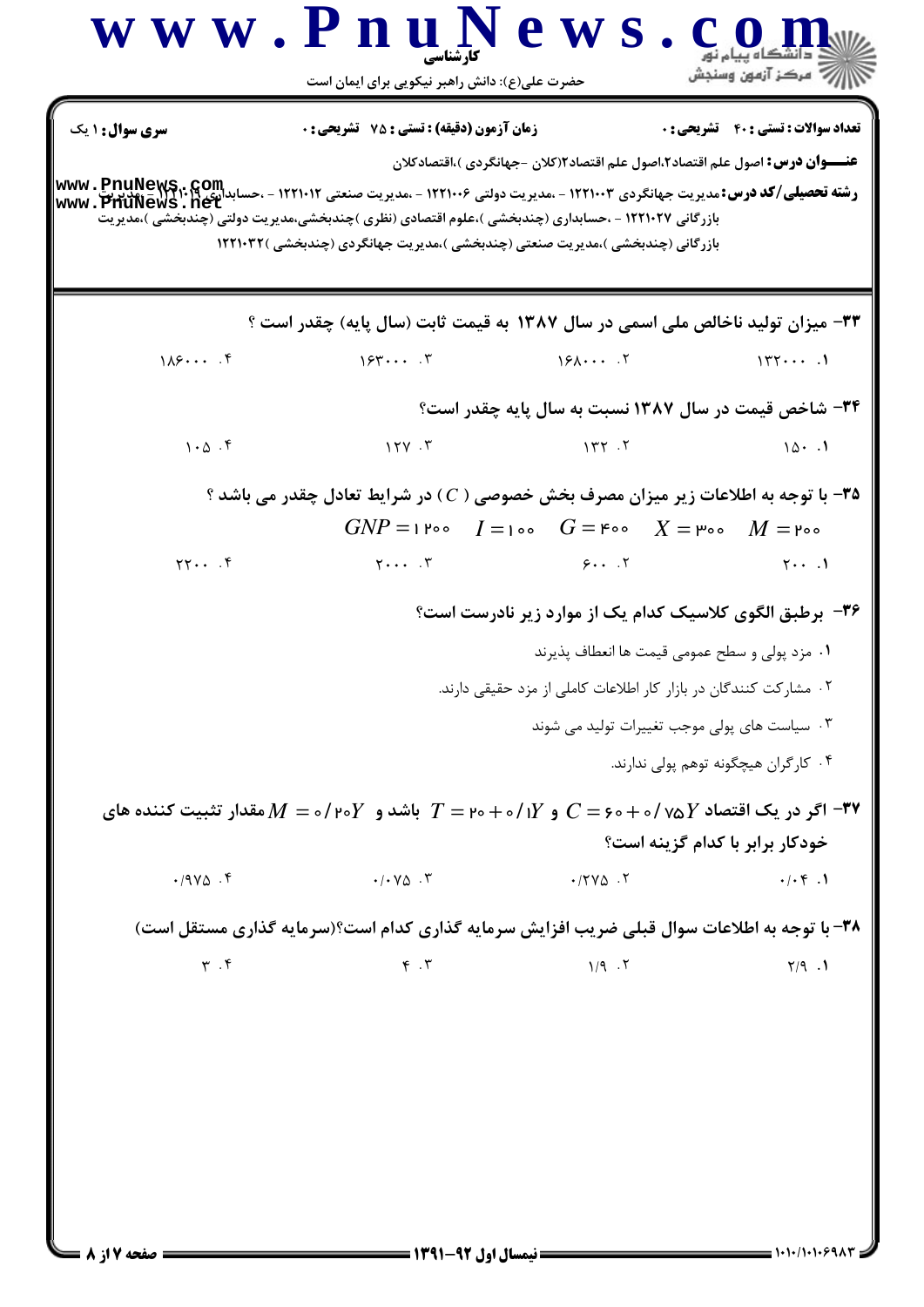**سری سوال:** ۱ یک

**زمان آزمون (دقیقه) : تستی : ۷۵ تشریحی : ۰**

**تعداد سوالات : تستی : ۴۰ تشریحی : ۰**

**عنـــوان درس:** اصول علم اقتصاد۲،اصول علم اقتصاد۲(کلان -جهانگردی )،اقتصادکلان

**رشته تحصیلی/کد درس:** مدیریت جهانگردی ۱۲۲۱۰۰۳ - ،مدیریت دولتی ۱۲۲۱۰۰۶ - ،مدیریت صنعتی ۱۲۲۱۰۱۲ - ،حسابداری ۱۲۲۱۰۱۹ - ،مدیریت بازرگانی ۱۲۲۱۰۲۷ - ،حسابداری (چندبخشی )،علوم اقتصادی (نظری )چندبخشی،مدیریت دولتی (چندبخشی )،مدیریت بازرگانی (چندبخشی )،مدیریت صنعتی (چندبخشی )،مدیریت جهانگردی (چندبخشی )۱۲۲۱۰۳۲

---

**۳۳- میزان تولید ناخالص ملی اسمی در سال ۱۳۸۷ به قیمت ثابت (سال پایه) چقدر است ؟**

۱. ۱۳۲۰۰۰ &nbsp;&nbsp;&nbsp; ۲. ۱۶۸۰۰۰ &nbsp;&nbsp;&nbsp; ۳. ۱۶۳۰۰۰ &nbsp;&nbsp;&nbsp; ۴. ۱۸۶۰۰۰

**۳۴- شاخص قیمت در سال ۱۳۸۷ نسبت به سال پایه چقدر است؟**

۱. ۱۵۰ &nbsp;&nbsp;&nbsp; ۲. ۱۳۲ &nbsp;&nbsp;&nbsp; ۳. ۱۲۷ &nbsp;&nbsp;&nbsp; ۴. ۱۰۵

**۳۵- با توجه به اطلاعات زیر میزان مصرف بخش خصوصی ( $C$ ) در شرایط تعادل چقدر می باشد ؟**

$$GNP = 1200 \quad I = 100 \quad G = 400 \quad X = 300 \quad M = 200$$

۱. ۲۰۰ &nbsp;&nbsp;&nbsp; ۲. ۶۰۰ &nbsp;&nbsp;&nbsp; ۳. ۲۰۰۰ &nbsp;&nbsp;&nbsp; ۴. ۲۲۰۰

**۳۶- برطبق الگوی کلاسیک کدام یک از موارد زیر نادرست است؟**

۱. مزد پولی و سطح عمومی قیمت ها انعطاف پذیرند

۲. مشارکت کنندگان در بازار کار اطلاعات کاملی از مزد حقیقی دارند.

۳. سیاست های پولی موجب تغییرات تولید می شوند

۴. کارگران هیچگونه توهم پولی ندارند.

**۳۷- اگر در یک اقتصاد $C = 60 + 0/75Y$ و $T = 20 + 0/1Y$ باشد و $M = 0/20Y$ مقدار تثبیت کننده های خودکار برابر با کدام گزینه است؟**

۱. ۰/۰۴ &nbsp;&nbsp;&nbsp; ۲. ۰/۲۷۵ &nbsp;&nbsp;&nbsp; ۳. ۰/۰۷۵ &nbsp;&nbsp;&nbsp; ۴. ۰/۹۷۵

**۳۸- با توجه به اطلاعات سوال قبلی ضریب افزایش سرمایه گذاری کدام است؟(سرمایه گذاری مستقل است)**

۱. ۲/۹ &nbsp;&nbsp;&nbsp; ۲. ۱/۹ &nbsp;&nbsp;&nbsp; ۳. ۴ &nbsp;&nbsp;&nbsp; ۴. ۳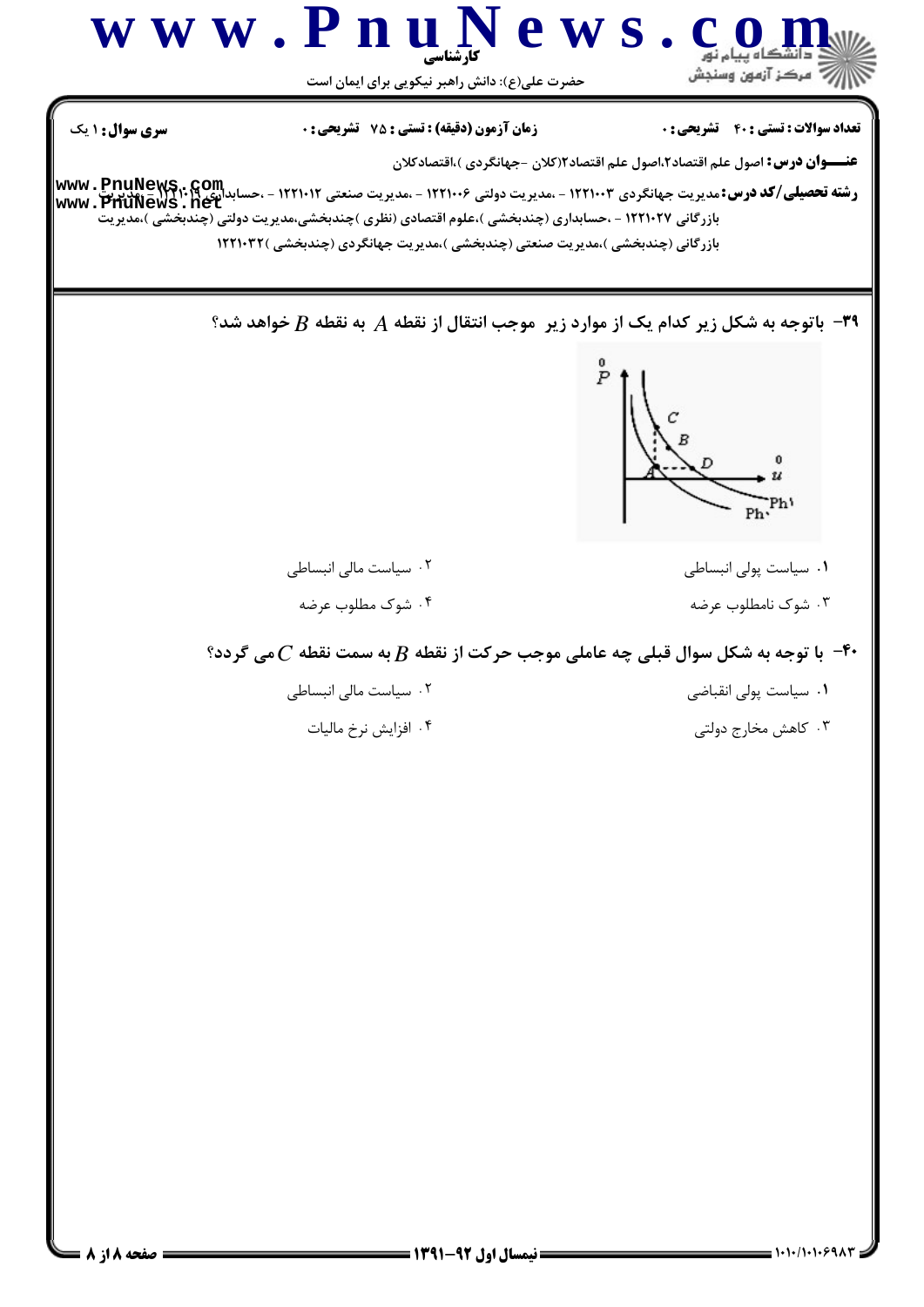**تعداد سوالات : تستی : ۴۰ تشریحی : ۰** | **زمان آزمون (دقیقه) : تستی : ۷۵ تشریحی : ۰** | **سری سوال : ۱ یک**

**عنـــوان درس:** اصول علم اقتصاد۲،اصول علم اقتصاد۲(کلان -جهانگردی )،اقتصادکلان

**رشته تحصیلی/کد درس:** مدیریت جهانگردی ۱۲۲۱۰۰۳ - ،مدیریت دولتی ۱۲۲۱۰۰۶ - ،مدیریت صنعتی ۱۲۲۱۰۱۲ - ،حسابداری ۱۲۲۱۰۱۹ - ،مدیریت بازرگانی ۱۲۲۱۰۲۷ - ،حسابداری (چندبخشی )،علوم اقتصادی (نظری )چندبخشی،مدیریت دولتی (چندبخشی )،مدیریت بازرگانی (چندبخشی )،مدیریت صنعتی (چندبخشی )،مدیریت جهانگردی (چندبخشی )۱۲۲۱۰۳۲

**۳۹- باتوجه به شکل زیر کدام یک از موارد زیر موجب انتقال از نقطه $A$ به نقطه $B$ خواهد شد؟**

$\overset{0}{P}$

C

B

D

A

$\overset{0}{u}$

$Ph_1$

$Ph_0$

۱. سیاست پولی انبساطی

۲. سیاست مالی انبساطی

۳. شوک نامطلوب عرضه

۴. شوک مطلوب عرضه

**۴۰- با توجه به شکل سوال قبلی چه عاملی موجب حرکت از نقطه $B$ به سمت نقطه $C$ می گردد؟**

۱. سیاست پولی انقباضی

۲. سیاست مالی انبساطی

۳. کاهش مخارج دولتی

۴. افزایش نرخ مالیات